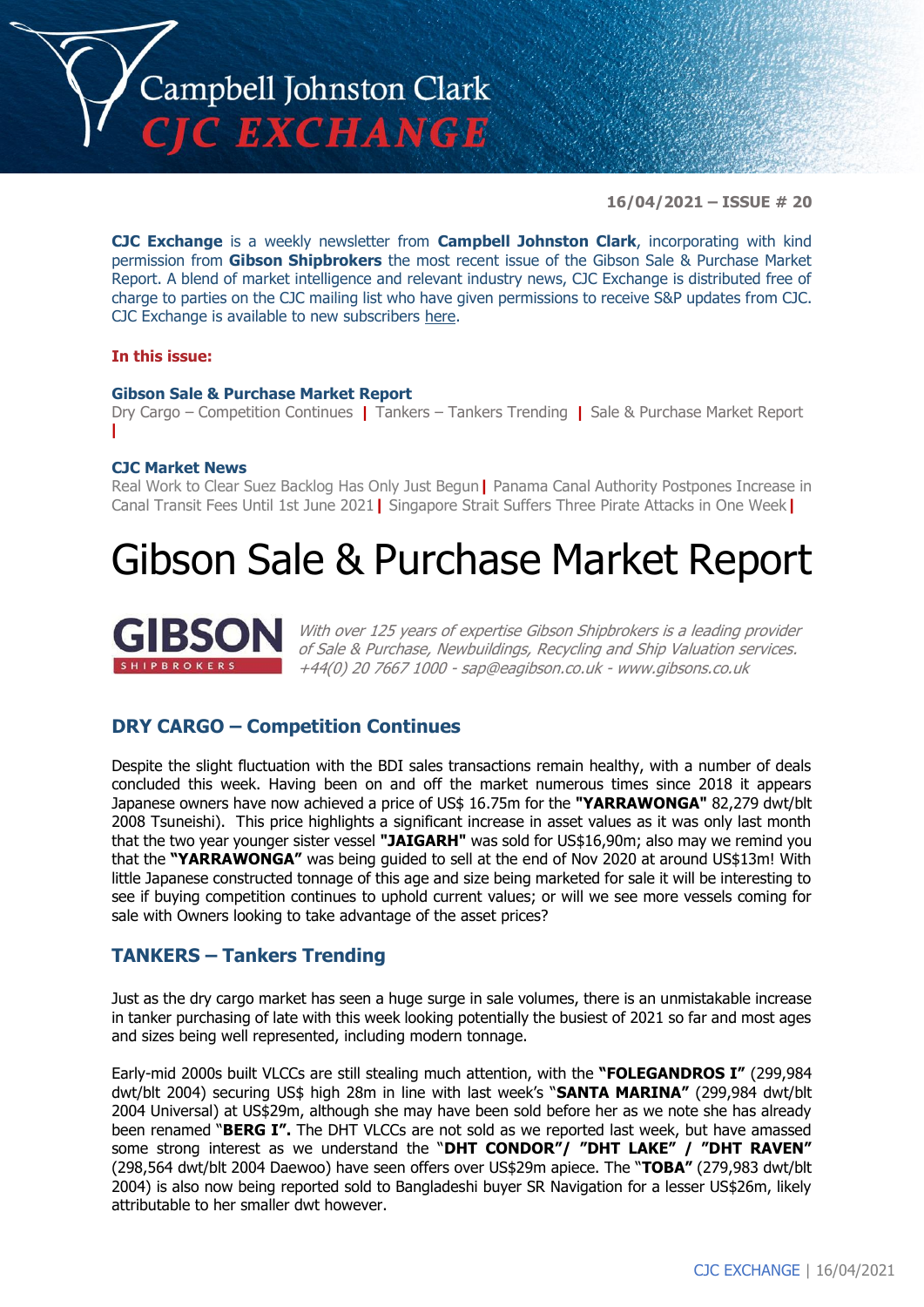# Campbell Johnston Clark CJC EXCHANGE

**16/04/2021 – ISSUE # 20**

**CJC Exchange** is a weekly newsletter from **Campbell Johnston Clark**, incorporating with kind permission from **Gibson Shipbrokers** the most recent issue of the Gibson Sale & Purchase Market Report. A blend of market intelligence and relevant industry news, CJC Exchange is distributed free of charge to parties on the CJC mailing list who have given permissions to receive S&P updates from CJC. CJC Exchange is available to new subscribers here.

**In this issue:**

**Gibson Sale & Purchase Market Report**
Dry Cargo – Competition Continues | Tankers – Tankers Trending | Sale & Purchase Market Report |

**CJC Market News**
Real Work to Clear Suez Backlog Has Only Just Begun | Panama Canal Authority Postpones Increase in Canal Transit Fees Until 1st June 2021 | Singapore Strait Suffers Three Pirate Attacks in One Week |

# Gibson Sale & Purchase Market Report

GIBSON SHIPBROKERS

*With over 125 years of expertise Gibson Shipbrokers is a leading provider of Sale & Purchase, Newbuildings, Recycling and Ship Valuation services. +44(0) 20 7667 1000 - sap@eagibson.co.uk - www.gibsons.co.uk*

## DRY CARGO – Competition Continues

Despite the slight fluctuation with the BDI sales transactions remain healthy, with a number of deals concluded this week. Having been on and off the market numerous times since 2018 it appears Japanese owners have now achieved a price of US$ 16.75m for the **"YARRAWONGA"** 82,279 dwt/blt 2008 Tsuneishi). This price highlights a significant increase in asset values as it was only last month that the two year younger sister vessel **"JAIGARH"** was sold for US$16,90m; also may we remind you that the **"YARRAWONGA"** was being guided to sell at the end of Nov 2020 at around US$13m! With little Japanese constructed tonnage of this age and size being marketed for sale it will be interesting to see if buying competition continues to uphold current values; or will we see more vessels coming for sale with Owners looking to take advantage of the asset prices?

## TANKERS – Tankers Trending

Just as the dry cargo market has seen a huge surge in sale volumes, there is an unmistakable increase in tanker purchasing of late with this week looking potentially the busiest of 2021 so far and most ages and sizes being well represented, including modern tonnage.

Early-mid 2000s built VLCCs are still stealing much attention, with the **"FOLEGANDROS I"** (299,984 dwt/blt 2004) securing US$ high 28m in line with last week's "**SANTA MARINA"** (299,984 dwt/blt 2004 Universal) at US$29m, although she may have been sold before her as we note she has already been renamed "**BERG I".** The DHT VLCCs are not sold as we reported last week, but have amassed some strong interest as we understand the "**DHT CONDOR"/ "DHT LAKE" / "DHT RAVEN"** (298,564 dwt/blt 2004 Daewoo) have seen offers over US$29m apiece. The "**TOBA"** (279,983 dwt/blt 2004) is also now being reported sold to Bangladeshi buyer SR Navigation for a lesser US$26m, likely attributable to her smaller dwt however.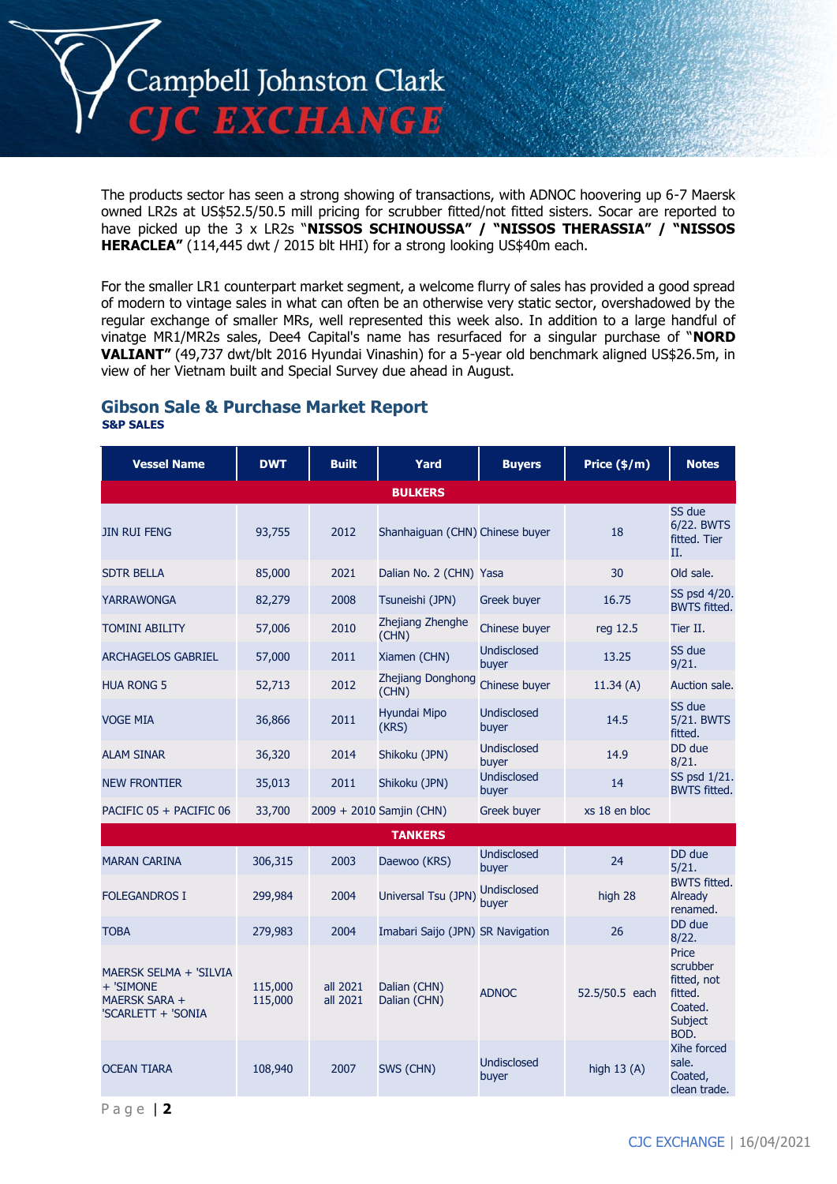The products sector has seen a strong showing of transactions, with ADNOC hoovering up 6-7 Maersk owned LR2s at US$52.5/50.5 mill pricing for scrubber fitted/not fitted sisters. Socar are reported to have picked up the 3 x LR2s **"NISSOS SCHINOUSSA" / "NISSOS THERASSIA" / "NISSOS HERACLEA"** (114,445 dwt / 2015 blt HHI) for a strong looking US$40m each.

For the smaller LR1 counterpart market segment, a welcome flurry of sales has provided a good spread of modern to vintage sales in what can often be an otherwise very static sector, overshadowed by the regular exchange of smaller MRs, well represented this week also. In addition to a large handful of vinatge MR1/MR2s sales, Dee4 Capital's name has resurfaced for a singular purchase of **"NORD VALIANT"** (49,737 dwt/blt 2016 Hyundai Vinashin) for a 5-year old benchmark aligned US$26.5m, in view of her Vietnam built and Special Survey due ahead in August.

## Gibson Sale & Purchase Market Report

**S&P SALES**

| Vessel Name | DWT | Built | Yard | Buyers | Price ($/m) | Notes |
|---|---|---|---|---|---|---|
| | | | **BULKERS** | | | |
| JIN RUI FENG | 93,755 | 2012 | Shanhaiguan (CHN) | Chinese buyer | 18 | SS due 6/22. BWTS fitted. Tier II. |
| SDTR BELLA | 85,000 | 2021 | Dalian No. 2 (CHN) | Yasa | 30 | Old sale. |
| YARRAWONGA | 82,279 | 2008 | Tsuneishi (JPN) | Greek buyer | 16.75 | SS psd 4/20. BWTS fitted. |
| TOMINI ABILITY | 57,006 | 2010 | Zhejiang Zhenghe (CHN) | Chinese buyer | reg 12.5 | Tier II. |
| ARCHAGELOS GABRIEL | 57,000 | 2011 | Xiamen (CHN) | Undisclosed buyer | 13.25 | SS due 9/21. |
| HUA RONG 5 | 52,713 | 2012 | Zhejiang Donghong (CHN) | Chinese buyer | 11.34 (A) | Auction sale. |
| VOGE MIA | 36,866 | 2011 | Hyundai Mipo (KRS) | Undisclosed buyer | 14.5 | SS due 5/21. BWTS fitted. |
| ALAM SINAR | 36,320 | 2014 | Shikoku (JPN) | Undisclosed buyer | 14.9 | DD due 8/21. |
| NEW FRONTIER | 35,013 | 2011 | Shikoku (JPN) | Undisclosed buyer | 14 | SS psd 1/21. BWTS fitted. |
| PACIFIC 05 + PACIFIC 06 | 33,700 | 2009 + 2010 | Samjin (CHN) | Greek buyer | xs 18 en bloc | |
| | | | **TANKERS** | | | |
| MARAN CARINA | 306,315 | 2003 | Daewoo (KRS) | Undisclosed buyer | 24 | DD due 5/21. |
| FOLEGANDROS I | 299,984 | 2004 | Universal Tsu (JPN) | Undisclosed buyer | high 28 | BWTS fitted. Already renamed. |
| TOBA | 279,983 | 2004 | Imabari Saijo (JPN) | SR Navigation | 26 | DD due 8/22. |
| MAERSK SELMA + 'SILVIA + 'SIMONE MAERSK SARA + 'SCARLETT + 'SONIA | 115,000 115,000 | all 2021 all 2021 | Dalian (CHN) Dalian (CHN) | ADNOC | 52.5/50.5 each | Price scrubber fitted, not fitted. Coated. Subject BOD. |
| OCEAN TIARA | 108,940 | 2007 | SWS (CHN) | Undisclosed buyer | high 13 (A) | Xihe forced sale. Coated, clean trade. |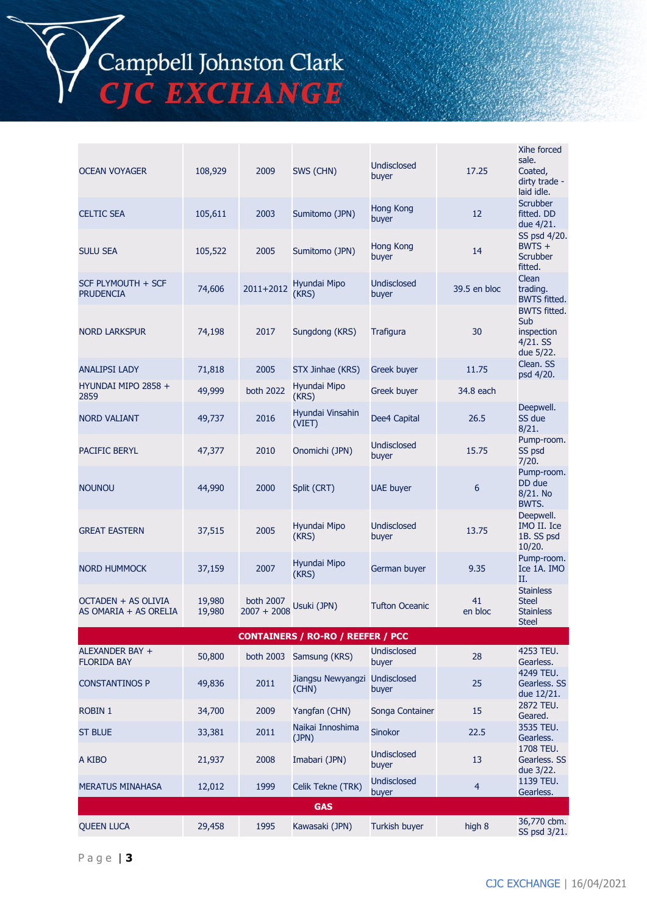| | | | | | | |
|---|---|---|---|---|---|---|
| OCEAN VOYAGER | 108,929 | 2009 | SWS (CHN) | Undisclosed buyer | 17.25 | Xihe forced sale. Coated, dirty trade - laid idle. |
| CELTIC SEA | 105,611 | 2003 | Sumitomo (JPN) | Hong Kong buyer | 12 | Scrubber fitted. DD due 4/21. |
| SULU SEA | 105,522 | 2005 | Sumitomo (JPN) | Hong Kong buyer | 14 | SS psd 4/20. BWTS + Scrubber fitted. |
| SCF PLYMOUTH + SCF PRUDENCIA | 74,606 | 2011+2012 | Hyundai Mipo (KRS) | Undisclosed buyer | 39.5 en bloc | Clean trading. BWTS fitted. |
| NORD LARKSPUR | 74,198 | 2017 | Sungdong (KRS) | Trafigura | 30 | BWTS fitted. Sub inspection 4/21. SS due 5/22. |
| ANALIPSI LADY | 71,818 | 2005 | STX Jinhae (KRS) | Greek buyer | 11.75 | Clean. SS psd 4/20. |
| HYUNDAI MIPO 2858 + 2859 | 49,999 | both 2022 | Hyundai Mipo (KRS) | Greek buyer | 34.8 each | |
| NORD VALIANT | 49,737 | 2016 | Hyundai Vinsahin (VIET) | Dee4 Capital | 26.5 | Deepwell. SS due 8/21. |
| PACIFIC BERYL | 47,377 | 2010 | Onomichi (JPN) | Undisclosed buyer | 15.75 | Pump-room. SS psd 7/20. |
| NOUNOU | 44,990 | 2000 | Split (CRT) | UAE buyer | 6 | Pump-room. DD due 8/21. No BWTS. |
| GREAT EASTERN | 37,515 | 2005 | Hyundai Mipo (KRS) | Undisclosed buyer | 13.75 | Deepwell. IMO II. Ice 1B. SS psd 10/20. |
| NORD HUMMOCK | 37,159 | 2007 | Hyundai Mipo (KRS) | German buyer | 9.35 | Pump-room. Ice 1A. IMO II. |
| OCTADEN + AS OLIVIA AS OMARIA + AS ORELIA | 19,980 19,980 | both 2007 2007 + 2008 | Usuki (JPN) | Tufton Oceanic | 41 en bloc | Stainless Steel Stainless Steel |
| **CONTAINERS / RO-RO / REEFER / PCC** | | | | | | |
| ALEXANDER BAY + FLORIDA BAY | 50,800 | both 2003 | Samsung (KRS) | Undisclosed buyer | 28 | 4253 TEU. Gearless. |
| CONSTANTINOS P | 49,836 | 2011 | Jiangsu Newyangzi (CHN) | Undisclosed buyer | 25 | 4249 TEU. Gearless. SS due 12/21. |
| ROBIN 1 | 34,700 | 2009 | Yangfan (CHN) | Songa Container | 15 | 2872 TEU. Geared. |
| ST BLUE | 33,381 | 2011 | Naikai Innoshima (JPN) | Sinokor | 22.5 | 3535 TEU. Gearless. |
| A KIBO | 21,937 | 2008 | Imabari (JPN) | Undisclosed buyer | 13 | 1708 TEU. Gearless. SS due 3/22. |
| MERATUS MINAHASA | 12,012 | 1999 | Celik Tekne (TRK) | Undisclosed buyer | 4 | 1139 TEU. Gearless. |
| **GAS** | | | | | | |
| QUEEN LUCA | 29,458 | 1995 | Kawasaki (JPN) | Turkish buyer | high 8 | 36,770 cbm. SS psd 3/21. |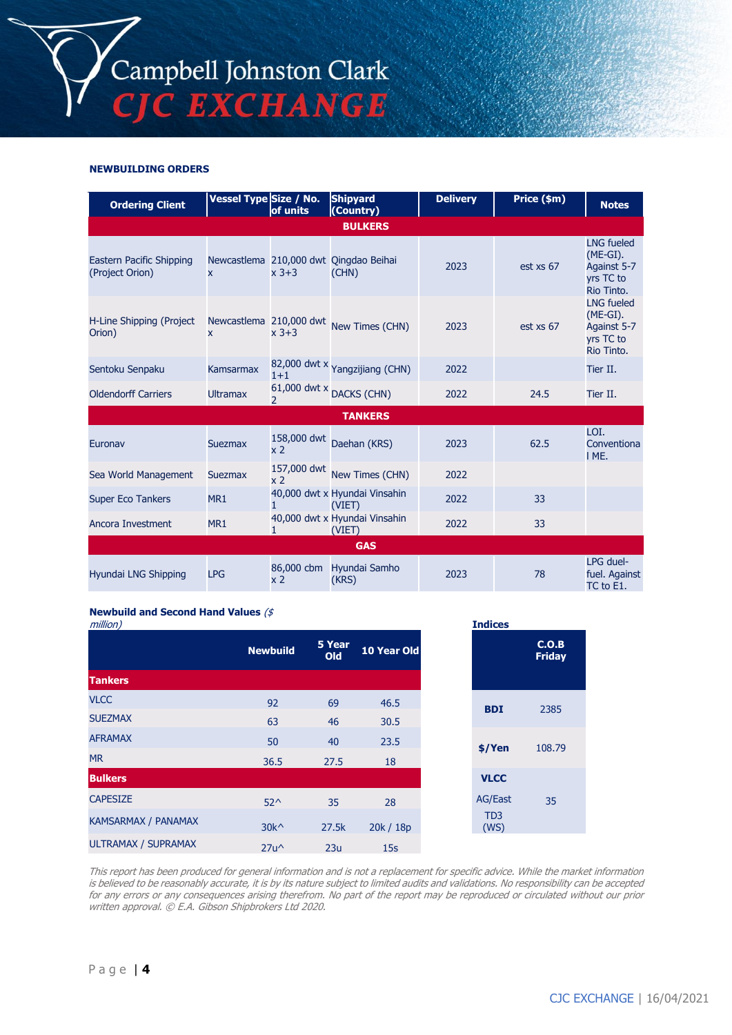### NEWBUILDING ORDERS

| Ordering Client | Vessel Type | Size / No. of units | Shipyard (Country) | Delivery | Price ($m) | Notes |
|---|---|---|---|---|---|---|
| **BULKERS** | | | | | | |
| Eastern Pacific Shipping (Project Orion) | Newcastlemax | 210,000 dwt x 3+3 | Qingdao Beihai (CHN) | 2023 | est xs 67 | LNG fueled (ME-GI). Against 5-7 yrs TC to Rio Tinto. |
| H-Line Shipping (Project Orion) | Newcastlemax | 210,000 dwt x 3+3 | New Times (CHN) | 2023 | est xs 67 | LNG fueled (ME-GI). Against 5-7 yrs TC to Rio Tinto. |
| Sentoku Senpaku | Kamsarmax | 82,000 dwt x 1+1 | Yangzijiang (CHN) | 2022 | | Tier II. |
| Oldendorff Carriers | Ultramax | 61,000 dwt x 2 | DACKS (CHN) | 2022 | 24.5 | Tier II. |
| **TANKERS** | | | | | | |
| Euronav | Suezmax | 158,000 dwt x 2 | Daehan (KRS) | 2023 | 62.5 | LOI. Conventional ME. |
| Sea World Management | Suezmax | 157,000 dwt x 2 | New Times (CHN) | 2022 | | |
| Super Eco Tankers | MR1 | 40,000 dwt x 1 | Hyundai Vinsahin (VIET) | 2022 | 33 | |
| Ancora Investment | MR1 | 40,000 dwt x 1 | Hyundai Vinsahin (VIET) | 2022 | 33 | |
| **GAS** | | | | | | |
| Hyundai LNG Shipping | LPG | 86,000 cbm x 2 | Hyundai Samho (KRS) | 2023 | 78 | LPG duel-fuel. Against TC to E1. |

**Newbuild and Second Hand Values** *($ million)*

| | Newbuild | 5 Year Old | 10 Year Old |
|---|---|---|---|
| **Tankers** | | | |
| VLCC | 92 | 69 | 46.5 |
| SUEZMAX | 63 | 46 | 30.5 |
| AFRAMAX | 50 | 40 | 23.5 |
| MR | 36.5 | 27.5 | 18 |
| **Bulkers** | | | |
| CAPESIZE | 52^ | 35 | 28 |
| KAMSARMAX / PANAMAX | 30k^ | 27.5k | 20k / 18p |
| ULTRAMAX / SUPRAMAX | 27u^ | 23u | 15s |

**Indices**

| | C.O.B Friday |
|---|---|
| **BDI** | 2385 |
| **$/Yen** | 108.79 |
| **VLCC** AG/East TD3 (WS) | 35 |

*This report has been produced for general information and is not a replacement for specific advice. While the market information is believed to be reasonably accurate, it is by its nature subject to limited audits and validations. No responsibility can be accepted for any errors or any consequences arising therefrom. No part of the report may be reproduced or circulated without our prior written approval. © E.A. Gibson Shipbrokers Ltd 2020.*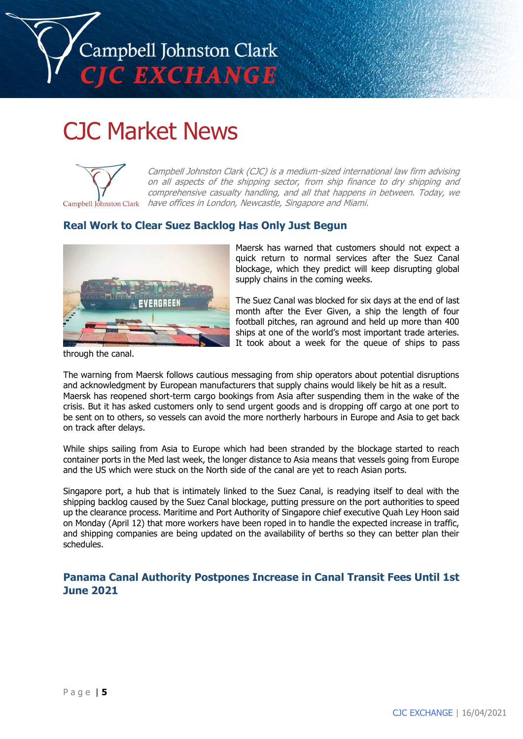# CJC Market News

*Campbell Johnston Clark (CJC) is a medium-sized international law firm advising on all aspects of the shipping sector, from ship finance to dry shipping and comprehensive casualty handling, and all that happens in between. Today, we have offices in London, Newcastle, Singapore and Miami.*

## Real Work to Clear Suez Backlog Has Only Just Begun

Maersk has warned that customers should not expect a quick return to normal services after the Suez Canal blockage, which they predict will keep disrupting global supply chains in the coming weeks.

The Suez Canal was blocked for six days at the end of last month after the Ever Given, a ship the length of four football pitches, ran aground and held up more than 400 ships at one of the world's most important trade arteries. It took about a week for the queue of ships to pass through the canal.

The warning from Maersk follows cautious messaging from ship operators about potential disruptions and acknowledgment by European manufacturers that supply chains would likely be hit as a result. Maersk has reopened short-term cargo bookings from Asia after suspending them in the wake of the crisis. But it has asked customers only to send urgent goods and is dropping off cargo at one port to be sent on to others, so vessels can avoid the more northerly harbours in Europe and Asia to get back on track after delays.

While ships sailing from Asia to Europe which had been stranded by the blockage started to reach container ports in the Med last week, the longer distance to Asia means that vessels going from Europe and the US which were stuck on the North side of the canal are yet to reach Asian ports.

Singapore port, a hub that is intimately linked to the Suez Canal, is readying itself to deal with the shipping backlog caused by the Suez Canal blockage, putting pressure on the port authorities to speed up the clearance process. Maritime and Port Authority of Singapore chief executive Quah Ley Hoon said on Monday (April 12) that more workers have been roped in to handle the expected increase in traffic, and shipping companies are being updated on the availability of berths so they can better plan their schedules.

## Panama Canal Authority Postpones Increase in Canal Transit Fees Until 1st June 2021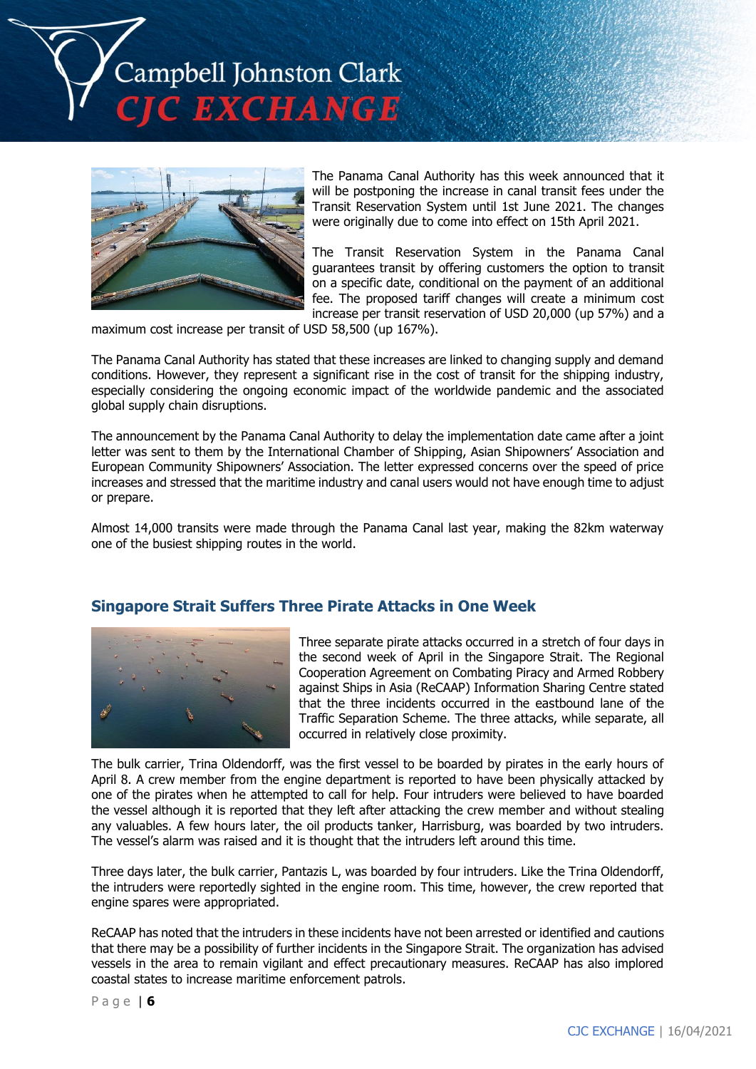The Panama Canal Authority has this week announced that it will be postponing the increase in canal transit fees under the Transit Reservation System until 1st June 2021. The changes were originally due to come into effect on 15th April 2021.

The Transit Reservation System in the Panama Canal guarantees transit by offering customers the option to transit on a specific date, conditional on the payment of an additional fee. The proposed tariff changes will create a minimum cost increase per transit reservation of USD 20,000 (up 57%) and a maximum cost increase per transit of USD 58,500 (up 167%).

The Panama Canal Authority has stated that these increases are linked to changing supply and demand conditions. However, they represent a significant rise in the cost of transit for the shipping industry, especially considering the ongoing economic impact of the worldwide pandemic and the associated global supply chain disruptions.

The announcement by the Panama Canal Authority to delay the implementation date came after a joint letter was sent to them by the International Chamber of Shipping, Asian Shipowners' Association and European Community Shipowners' Association. The letter expressed concerns over the speed of price increases and stressed that the maritime industry and canal users would not have enough time to adjust or prepare.

Almost 14,000 transits were made through the Panama Canal last year, making the 82km waterway one of the busiest shipping routes in the world.

## Singapore Strait Suffers Three Pirate Attacks in One Week

Three separate pirate attacks occurred in a stretch of four days in the second week of April in the Singapore Strait. The Regional Cooperation Agreement on Combating Piracy and Armed Robbery against Ships in Asia (ReCAAP) Information Sharing Centre stated that the three incidents occurred in the eastbound lane of the Traffic Separation Scheme. The three attacks, while separate, all occurred in relatively close proximity.

The bulk carrier, Trina Oldendorff, was the first vessel to be boarded by pirates in the early hours of April 8. A crew member from the engine department is reported to have been physically attacked by one of the pirates when he attempted to call for help. Four intruders were believed to have boarded the vessel although it is reported that they left after attacking the crew member and without stealing any valuables. A few hours later, the oil products tanker, Harrisburg, was boarded by two intruders. The vessel's alarm was raised and it is thought that the intruders left around this time.

Three days later, the bulk carrier, Pantazis L, was boarded by four intruders. Like the Trina Oldendorff, the intruders were reportedly sighted in the engine room. This time, however, the crew reported that engine spares were appropriated.

ReCAAP has noted that the intruders in these incidents have not been arrested or identified and cautions that there may be a possibility of further incidents in the Singapore Strait. The organization has advised vessels in the area to remain vigilant and effect precautionary measures. ReCAAP has also implored coastal states to increase maritime enforcement patrols.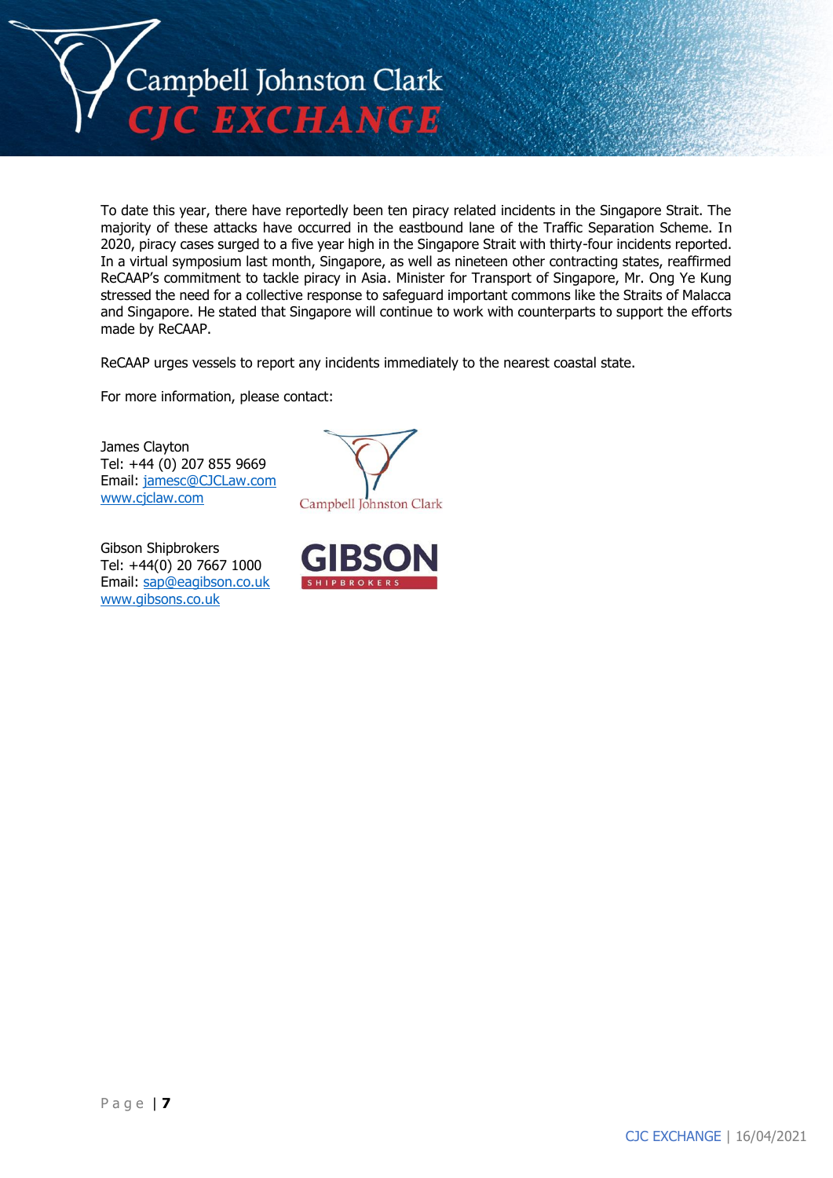To date this year, there have reportedly been ten piracy related incidents in the Singapore Strait. The majority of these attacks have occurred in the eastbound lane of the Traffic Separation Scheme. In 2020, piracy cases surged to a five year high in the Singapore Strait with thirty-four incidents reported. In a virtual symposium last month, Singapore, as well as nineteen other contracting states, reaffirmed ReCAAP's commitment to tackle piracy in Asia. Minister for Transport of Singapore, Mr. Ong Ye Kung stressed the need for a collective response to safeguard important commons like the Straits of Malacca and Singapore. He stated that Singapore will continue to work with counterparts to support the efforts made by ReCAAP.

ReCAAP urges vessels to report any incidents immediately to the nearest coastal state.

For more information, please contact:

James Clayton
Tel: +44 (0) 207 855 9669
Email: jamesc@CJCLaw.com
www.cjclaw.com

Gibson Shipbrokers
Tel: +44(0) 20 7667 1000
Email: sap@eagibson.co.uk
www.gibsons.co.uk